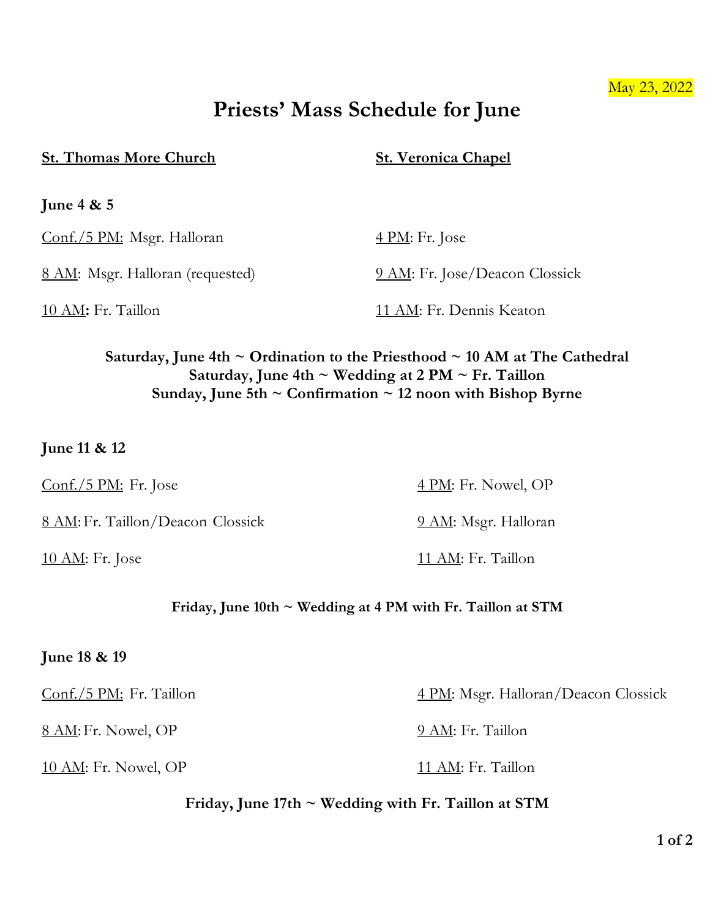May 23, 2022

# Priests' Mass Schedule for June

| St. Thomas More Church | St. Veronica Chapel |
|---|---|
| **June 4 & 5** | |
| Conf./5 PM: Msgr. Halloran | 4 PM: Fr. Jose |
| 8 AM: Msgr. Halloran (requested) | 9 AM: Fr. Jose/Deacon Clossick |
| 10 AM: Fr. Taillon | 11 AM: Fr. Dennis Keaton |

**Saturday, June 4th ~ Ordination to the Priesthood ~ 10 AM at The Cathedral**
**Saturday, June 4th ~ Wedding at 2 PM ~ Fr. Taillon**
**Sunday, June 5th ~ Confirmation ~ 12 noon with Bishop Byrne**

| St. Thomas More Church | St. Veronica Chapel |
|---|---|
| **June 11 & 12** | |
| Conf./5 PM: Fr. Jose | 4 PM: Fr. Nowel, OP |
| 8 AM: Fr. Taillon/Deacon Clossick | 9 AM: Msgr. Halloran |
| 10 AM: Fr. Jose | 11 AM: Fr. Taillon |

**Friday, June 10th ~ Wedding at 4 PM with Fr. Taillon at STM**

| St. Thomas More Church | St. Veronica Chapel |
|---|---|
| **June 18 & 19** | |
| Conf./5 PM: Fr. Taillon | 4 PM: Msgr. Halloran/Deacon Clossick |
| 8 AM: Fr. Nowel, OP | 9 AM: Fr. Taillon |
| 10 AM: Fr. Nowel, OP | 11 AM: Fr. Taillon |

**Friday, June 17th ~ Wedding with Fr. Taillon at STM**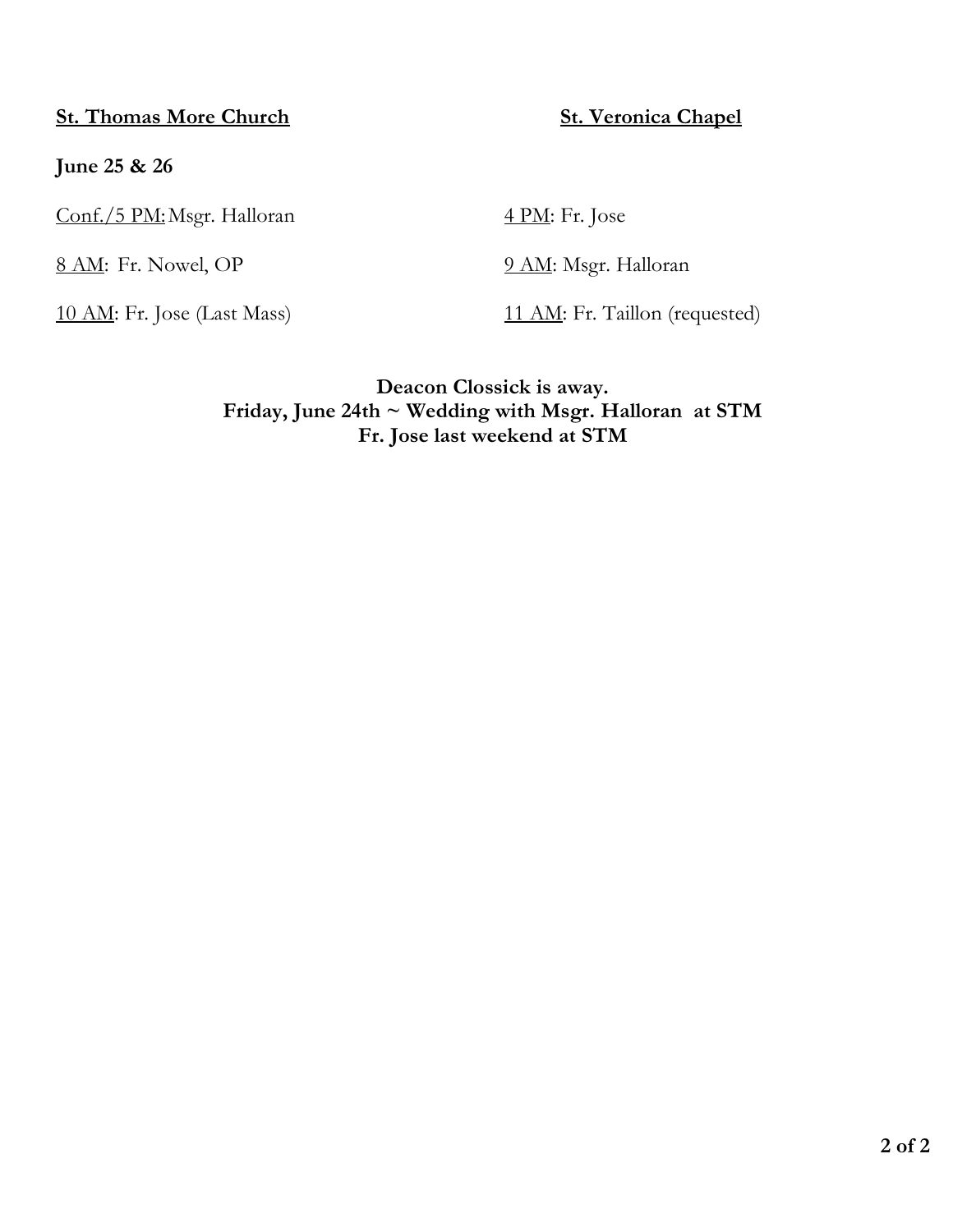**St. Thomas More Church**

**June 25 & 26**

Conf./5 PM: Msgr. Halloran

8 AM: Fr. Nowel, OP

10 AM: Fr. Jose (Last Mass)

**St. Veronica Chapel**

4 PM: Fr. Jose

9 AM: Msgr. Halloran

11 AM: Fr. Taillon (requested)

**Deacon Clossick is away.**
**Friday, June 24th ~ Wedding with Msgr. Halloran at STM**
**Fr. Jose last weekend at STM**